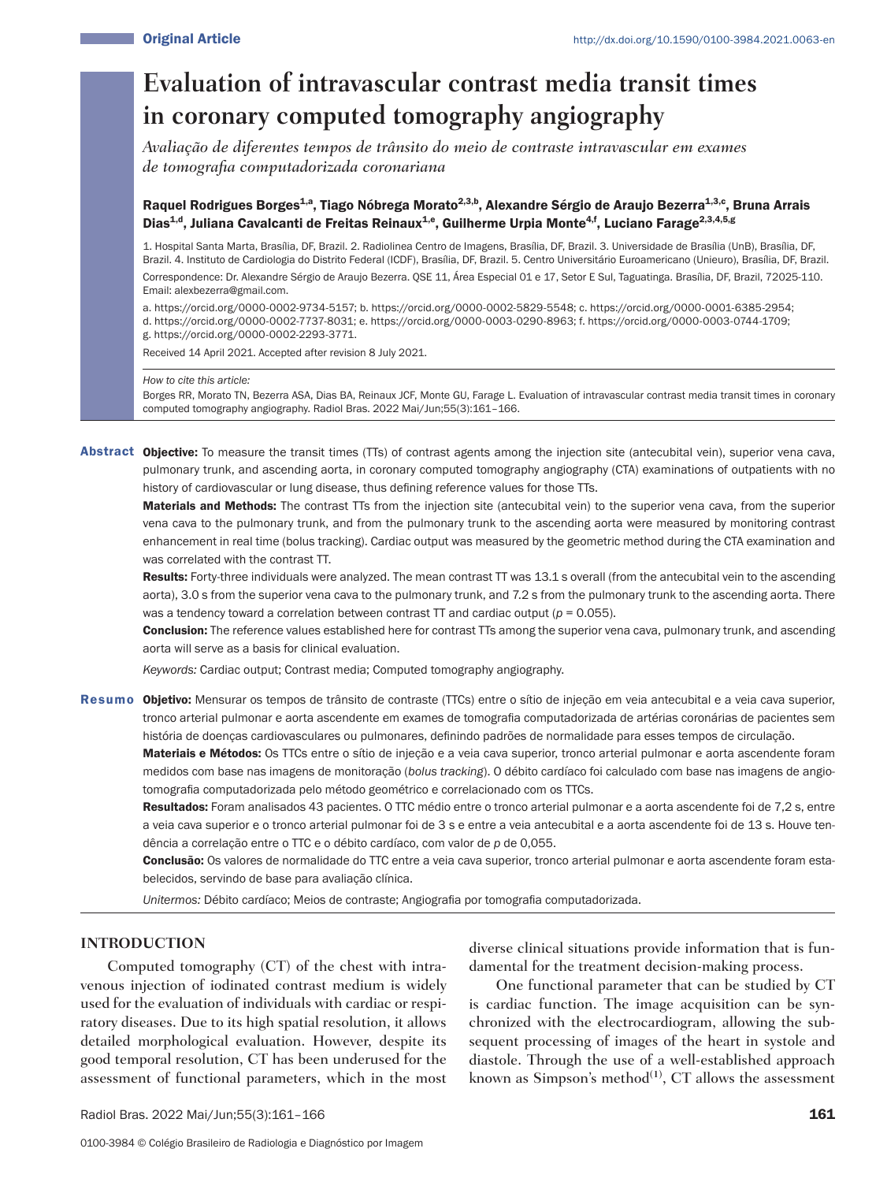Original Article

http://dx.doi.org/10.1590/0100-3984.2021.0063-en

# Evaluation of intravascular contrast media transit times in coronary computed tomography angiography

*Avaliação de diferentes tempos de trânsito do meio de contraste intravascular em exames de tomografia computadorizada coronariana*

**Raquel Rodrigues Borges[1,a], Tiago Nóbrega Morato[2,3,b], Alexandre Sérgio de Araujo Bezerra[1,3,c], Bruna Arrais Dias[1,d], Juliana Cavalcanti de Freitas Reinaux[1,e], Guilherme Urpia Monte[4,f], Luciano Farage[2,3,4,5,g]**

1. Hospital Santa Marta, Brasília, DF, Brazil. 2. Radiolinea Centro de Imagens, Brasília, DF, Brazil. 3. Universidade de Brasília (UnB), Brasília, DF, Brazil. 4. Instituto de Cardiologia do Distrito Federal (ICDF), Brasília, DF, Brazil. 5. Centro Universitário Euroamericano (Unieuro), Brasília, DF, Brazil.

Correspondence: Dr. Alexandre Sérgio de Araujo Bezerra. QSE 11, Área Especial 01 e 17, Setor E Sul, Taguatinga. Brasília, DF, Brazil, 72025-110. Email: alexbezerra@gmail.com.

a. https://orcid.org/0000-0002-9734-5157; b. https://orcid.org/0000-0002-5829-5548; c. https://orcid.org/0000-0001-6385-2954; d. https://orcid.org/0000-0002-7737-8031; e. https://orcid.org/0000-0003-0290-8963; f. https://orcid.org/0000-0003-0744-1709; g. https://orcid.org/0000-0002-2293-3771.

Received 14 April 2021. Accepted after revision 8 July 2021.

*How to cite this article:*

Borges RR, Morato TN, Bezerra ASA, Dias BA, Reinaux JCF, Monte GU, Farage L. Evaluation of intravascular contrast media transit times in coronary computed tomography angiography. Radiol Bras. 2022 Mai/Jun;55(3):161–166.

## Abstract

**Objective:** To measure the transit times (TTs) of contrast agents among the injection site (antecubital vein), superior vena cava, pulmonary trunk, and ascending aorta, in coronary computed tomography angiography (CTA) examinations of outpatients with no history of cardiovascular or lung disease, thus defining reference values for those TTs.

**Materials and Methods:** The contrast TTs from the injection site (antecubital vein) to the superior vena cava, from the superior vena cava to the pulmonary trunk, and from the pulmonary trunk to the ascending aorta were measured by monitoring contrast enhancement in real time (bolus tracking). Cardiac output was measured by the geometric method during the CTA examination and was correlated with the contrast TT.

**Results:** Forty-three individuals were analyzed. The mean contrast TT was 13.1 s overall (from the antecubital vein to the ascending aorta), 3.0 s from the superior vena cava to the pulmonary trunk, and 7.2 s from the pulmonary trunk to the ascending aorta. There was a tendency toward a correlation between contrast TT and cardiac output ($p = 0.055$).

**Conclusion:** The reference values established here for contrast TTs among the superior vena cava, pulmonary trunk, and ascending aorta will serve as a basis for clinical evaluation.

*Keywords:* Cardiac output; Contrast media; Computed tomography angiography.

## Resumo

**Objetivo:** Mensurar os tempos de trânsito de contraste (TTCs) entre o sítio de injeção em veia antecubital e a veia cava superior, tronco arterial pulmonar e aorta ascendente em exames de tomografia computadorizada de artérias coronárias de pacientes sem história de doenças cardiovasculares ou pulmonares, definindo padrões de normalidade para esses tempos de circulação.

**Materiais e Métodos:** Os TTCs entre o sítio de injeção e a veia cava superior, tronco arterial pulmonar e aorta ascendente foram medidos com base nas imagens de monitoração (*bolus tracking*). O débito cardíaco foi calculado com base nas imagens de angiotomografia computadorizada pelo método geométrico e correlacionado com os TTCs.

**Resultados:** Foram analisados 43 pacientes. O TTC médio entre o tronco arterial pulmonar e a aorta ascendente foi de 7,2 s, entre a veia cava superior e o tronco arterial pulmonar foi de 3 s e entre a veia antecubital e a aorta ascendente foi de 13 s. Houve tendência a correlação entre o TTC e o débito cardíaco, com valor de *p* de 0,055.

**Conclusão:** Os valores de normalidade do TTC entre a veia cava superior, tronco arterial pulmonar e aorta ascendente foram estabelecidos, servindo de base para avaliação clínica.

*Unitermos:* Débito cardíaco; Meios de contraste; Angiografia por tomografia computadorizada.

## INTRODUCTION

Computed tomography (CT) of the chest with intravenous injection of iodinated contrast medium is widely used for the evaluation of individuals with cardiac or respiratory diseases. Due to its high spatial resolution, it allows detailed morphological evaluation. However, despite its good temporal resolution, CT has been underused for the assessment of functional parameters, which in the most diverse clinical situations provide information that is fundamental for the treatment decision-making process.

One functional parameter that can be studied by CT is cardiac function. The image acquisition can be synchronized with the electrocardiogram, allowing the subsequent processing of images of the heart in systole and diastole. Through the use of a well-established approach known as Simpson's method[1], CT allows the assessment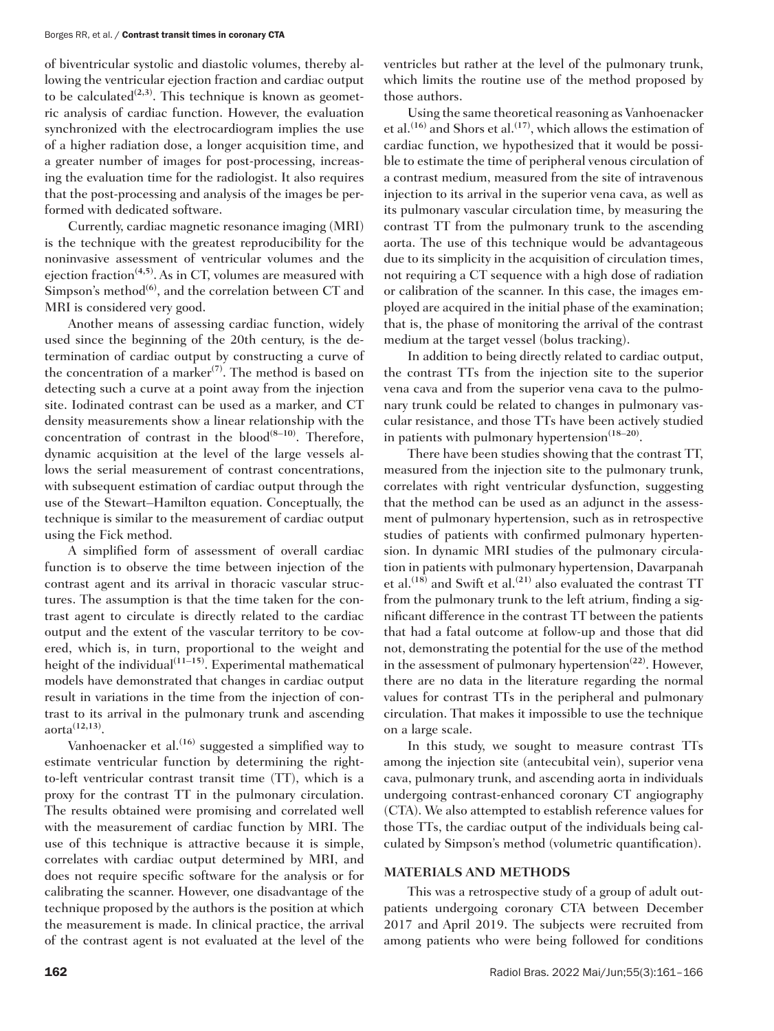of biventricular systolic and diastolic volumes, thereby allowing the ventricular ejection fraction and cardiac output to be calculated[2,3]. This technique is known as geometric analysis of cardiac function. However, the evaluation synchronized with the electrocardiogram implies the use of a higher radiation dose, a longer acquisition time, and a greater number of images for post-processing, increasing the evaluation time for the radiologist. It also requires that the post-processing and analysis of the images be performed with dedicated software.

Currently, cardiac magnetic resonance imaging (MRI) is the technique with the greatest reproducibility for the noninvasive assessment of ventricular volumes and the ejection fraction[4,5]. As in CT, volumes are measured with Simpson's method[6], and the correlation between CT and MRI is considered very good.

Another means of assessing cardiac function, widely used since the beginning of the 20th century, is the determination of cardiac output by constructing a curve of the concentration of a marker[7]. The method is based on detecting such a curve at a point away from the injection site. Iodinated contrast can be used as a marker, and CT density measurements show a linear relationship with the concentration of contrast in the blood[8–10]. Therefore, dynamic acquisition at the level of the large vessels allows the serial measurement of contrast concentrations, with subsequent estimation of cardiac output through the use of the Stewart–Hamilton equation. Conceptually, the technique is similar to the measurement of cardiac output using the Fick method.

A simplified form of assessment of overall cardiac function is to observe the time between injection of the contrast agent and its arrival in thoracic vascular structures. The assumption is that the time taken for the contrast agent to circulate is directly related to the cardiac output and the extent of the vascular territory to be covered, which is, in turn, proportional to the weight and height of the individual[11–15]. Experimental mathematical models have demonstrated that changes in cardiac output result in variations in the time from the injection of contrast to its arrival in the pulmonary trunk and ascending aorta[12,13].

Vanhoenacker et al.[16] suggested a simplified way to estimate ventricular function by determining the right-to-left ventricular contrast transit time (TT), which is a proxy for the contrast TT in the pulmonary circulation. The results obtained were promising and correlated well with the measurement of cardiac function by MRI. The use of this technique is attractive because it is simple, correlates with cardiac output determined by MRI, and does not require specific software for the analysis or for calibrating the scanner. However, one disadvantage of the technique proposed by the authors is the position at which the measurement is made. In clinical practice, the arrival of the contrast agent is not evaluated at the level of the ventricles but rather at the level of the pulmonary trunk, which limits the routine use of the method proposed by those authors.

Using the same theoretical reasoning as Vanhoenacker et al.[16] and Shors et al.[17], which allows the estimation of cardiac function, we hypothesized that it would be possible to estimate the time of peripheral venous circulation of a contrast medium, measured from the site of intravenous injection to its arrival in the superior vena cava, as well as its pulmonary vascular circulation time, by measuring the contrast TT from the pulmonary trunk to the ascending aorta. The use of this technique would be advantageous due to its simplicity in the acquisition of circulation times, not requiring a CT sequence with a high dose of radiation or calibration of the scanner. In this case, the images employed are acquired in the initial phase of the examination; that is, the phase of monitoring the arrival of the contrast medium at the target vessel (bolus tracking).

In addition to being directly related to cardiac output, the contrast TTs from the injection site to the superior vena cava and from the superior vena cava to the pulmonary trunk could be related to changes in pulmonary vascular resistance, and those TTs have been actively studied in patients with pulmonary hypertension[18–20].

There have been studies showing that the contrast TT, measured from the injection site to the pulmonary trunk, correlates with right ventricular dysfunction, suggesting that the method can be used as an adjunct in the assessment of pulmonary hypertension, such as in retrospective studies of patients with confirmed pulmonary hypertension. In dynamic MRI studies of the pulmonary circulation in patients with pulmonary hypertension, Davarpanah et al.[18] and Swift et al.[21] also evaluated the contrast TT from the pulmonary trunk to the left atrium, finding a significant difference in the contrast TT between the patients that had a fatal outcome at follow-up and those that did not, demonstrating the potential for the use of the method in the assessment of pulmonary hypertension[22]. However, there are no data in the literature regarding the normal values for contrast TTs in the peripheral and pulmonary circulation. That makes it impossible to use the technique on a large scale.

In this study, we sought to measure contrast TTs among the injection site (antecubital vein), superior vena cava, pulmonary trunk, and ascending aorta in individuals undergoing contrast-enhanced coronary CT angiography (CTA). We also attempted to establish reference values for those TTs, the cardiac output of the individuals being calculated by Simpson's method (volumetric quantification).

## MATERIALS AND METHODS

This was a retrospective study of a group of adult outpatients undergoing coronary CTA between December 2017 and April 2019. The subjects were recruited from among patients who were being followed for conditions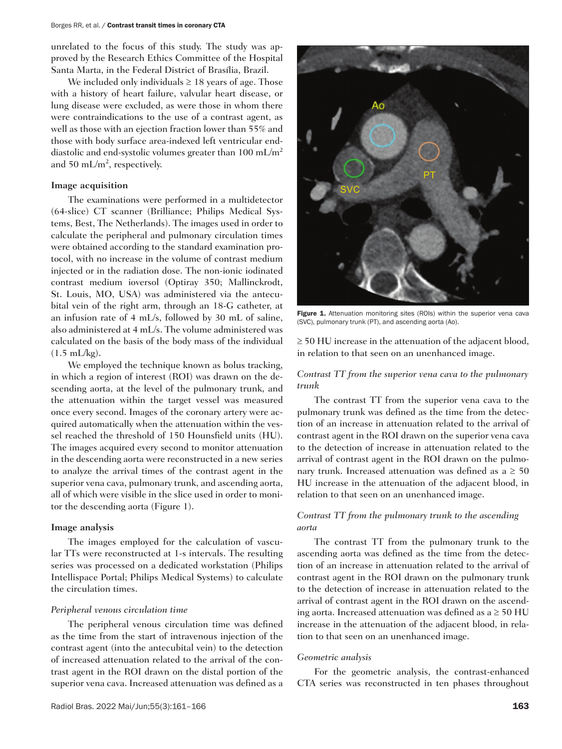unrelated to the focus of this study. The study was approved by the Research Ethics Committee of the Hospital Santa Marta, in the Federal District of Brasília, Brazil.

We included only individuals ≥ 18 years of age. Those with a history of heart failure, valvular heart disease, or lung disease were excluded, as were those in whom there were contraindications to the use of a contrast agent, as well as those with an ejection fraction lower than 55% and those with body surface area-indexed left ventricular end-diastolic and end-systolic volumes greater than 100 mL/m$^2$ and 50 mL/m$^2$, respectively.

### Image acquisition

The examinations were performed in a multidetector (64-slice) CT scanner (Brilliance; Philips Medical Systems, Best, The Netherlands). The images used in order to calculate the peripheral and pulmonary circulation times were obtained according to the standard examination protocol, with no increase in the volume of contrast medium injected or in the radiation dose. The non-ionic iodinated contrast medium ioversol (Optiray 350; Mallinckrodt, St. Louis, MO, USA) was administered via the antecubital vein of the right arm, through an 18-G catheter, at an infusion rate of 4 mL/s, followed by 30 mL of saline, also administered at 4 mL/s. The volume administered was calculated on the basis of the body mass of the individual (1.5 mL/kg).

We employed the technique known as bolus tracking, in which a region of interest (ROI) was drawn on the descending aorta, at the level of the pulmonary trunk, and the attenuation within the target vessel was measured once every second. Images of the coronary artery were acquired automatically when the attenuation within the vessel reached the threshold of 150 Hounsfield units (HU). The images acquired every second to monitor attenuation in the descending aorta were reconstructed in a new series to analyze the arrival times of the contrast agent in the superior vena cava, pulmonary trunk, and ascending aorta, all of which were visible in the slice used in order to monitor the descending aorta (Figure 1).

### Image analysis

The images employed for the calculation of vascular TTs were reconstructed at 1-s intervals. The resulting series was processed on a dedicated workstation (Philips Intellispace Portal; Philips Medical Systems) to calculate the circulation times.

#### *Peripheral venous circulation time*

The peripheral venous circulation time was defined as the time from the start of intravenous injection of the contrast agent (into the antecubital vein) to the detection of increased attenuation related to the arrival of the contrast agent in the ROI drawn on the distal portion of the superior vena cava. Increased attenuation was defined as a ≥ 50 HU increase in the attenuation of the adjacent blood, in relation to that seen on an unenhanced image.

**Figure 1.** Attenuation monitoring sites (ROIs) within the superior vena cava (SVC), pulmonary trunk (PT), and ascending aorta (Ao).

#### *Contrast TT from the superior vena cava to the pulmonary trunk*

The contrast TT from the superior vena cava to the pulmonary trunk was defined as the time from the detection of an increase in attenuation related to the arrival of contrast agent in the ROI drawn on the superior vena cava to the detection of increase in attenuation related to the arrival of contrast agent in the ROI drawn on the pulmonary trunk. Increased attenuation was defined as a ≥ 50 HU increase in the attenuation of the adjacent blood, in relation to that seen on an unenhanced image.

#### *Contrast TT from the pulmonary trunk to the ascending aorta*

The contrast TT from the pulmonary trunk to the ascending aorta was defined as the time from the detection of an increase in attenuation related to the arrival of contrast agent in the ROI drawn on the pulmonary trunk to the detection of increase in attenuation related to the arrival of contrast agent in the ROI drawn on the ascending aorta. Increased attenuation was defined as a ≥ 50 HU increase in the attenuation of the adjacent blood, in relation to that seen on an unenhanced image.

#### *Geometric analysis*

For the geometric analysis, the contrast-enhanced CTA series was reconstructed in ten phases throughout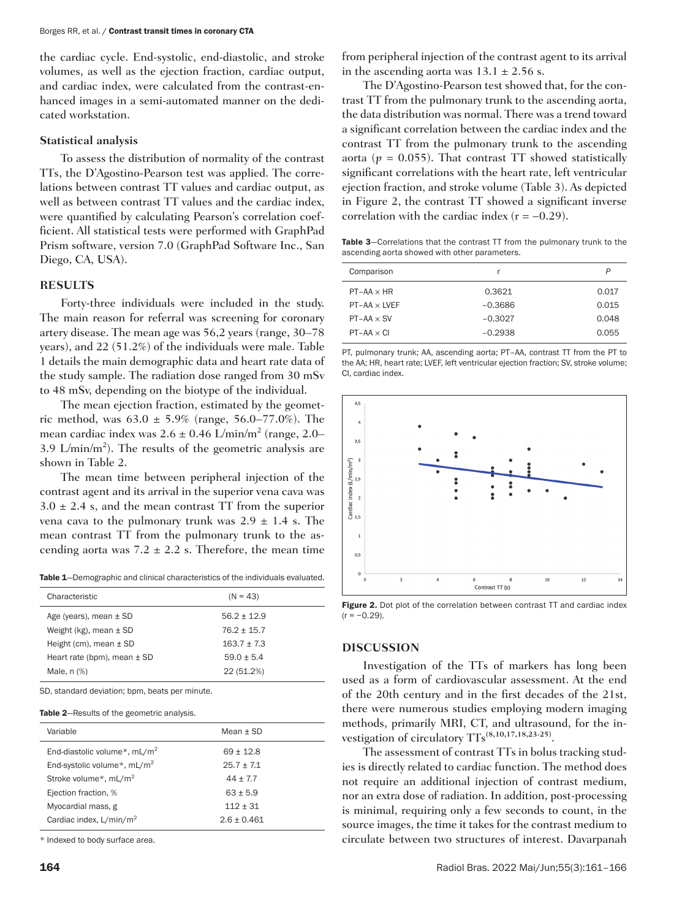the cardiac cycle. End-systolic, end-diastolic, and stroke volumes, as well as the ejection fraction, cardiac output, and cardiac index, were calculated from the contrast-enhanced images in a semi-automated manner on the dedicated workstation.

### Statistical analysis

To assess the distribution of normality of the contrast TTs, the D'Agostino-Pearson test was applied. The correlations between contrast TT values and cardiac output, as well as between contrast TT values and the cardiac index, were quantified by calculating Pearson's correlation coefficient. All statistical tests were performed with GraphPad Prism software, version 7.0 (GraphPad Software Inc., San Diego, CA, USA).

## RESULTS

Forty-three individuals were included in the study. The main reason for referral was screening for coronary artery disease. The mean age was 56,2 years (range, 30–78 years), and 22 (51.2%) of the individuals were male. Table 1 details the main demographic data and heart rate data of the study sample. The radiation dose ranged from 30 mSv to 48 mSv, depending on the biotype of the individual.

The mean ejection fraction, estimated by the geometric method, was 63.0 ± 5.9% (range, 56.0–77.0%). The mean cardiac index was 2.6 ± 0.46 L/min/m$^2$ (range, 2.0–3.9 L/min/m$^2$). The results of the geometric analysis are shown in Table 2.

The mean time between peripheral injection of the contrast agent and its arrival in the superior vena cava was 3.0 ± 2.4 s, and the mean contrast TT from the superior vena cava to the pulmonary trunk was 2.9 ± 1.4 s. The mean contrast TT from the pulmonary trunk to the ascending aorta was 7.2 ± 2.2 s. Therefore, the mean time from peripheral injection of the contrast agent to its arrival in the ascending aorta was 13.1 ± 2.56 s.

**Table 1**—Demographic and clinical characteristics of the individuals evaluated.

| Characteristic | (N = 43) |
|---|---|
| Age (years), mean ± SD | 56.2 ± 12.9 |
| Weight (kg), mean ± SD | 76.2 ± 15.7 |
| Height (cm), mean ± SD | 163.7 ± 7.3 |
| Heart rate (bpm), mean ± SD | 59.0 ± 5.4 |
| Male, n (%) | 22 (51.2%) |

SD, standard deviation; bpm, beats per minute.

**Table 2**—Results of the geometric analysis.

| Variable | Mean ± SD |
|---|---|
| End-diastolic volume*, mL/m$^2$ | 69 ± 12.8 |
| End-systolic volume*, mL/m$^2$ | 25.7 ± 7.1 |
| Stroke volume*, mL/m$^2$ | 44 ± 7.7 |
| Ejection fraction, % | 63 ± 5.9 |
| Myocardial mass, g | 112 ± 31 |
| Cardiac index, L/min/m$^2$ | 2.6 ± 0.461 |

* Indexed to body surface area.

The D'Agostino-Pearson test showed that, for the contrast TT from the pulmonary trunk to the ascending aorta, the data distribution was normal. There was a trend toward a significant correlation between the cardiac index and the contrast TT from the pulmonary trunk to the ascending aorta ($p = 0.055$). That contrast TT showed statistically significant correlations with the heart rate, left ventricular ejection fraction, and stroke volume (Table 3). As depicted in Figure 2, the contrast TT showed a significant inverse correlation with the cardiac index ($r = -0.29$).

**Table 3**—Correlations that the contrast TT from the pulmonary trunk to the ascending aorta showed with other parameters.

| Comparison | r | P |
|---|---|---|
| PT–AA × HR | 0.3621 | 0.017 |
| PT–AA × LVEF | −0.3686 | 0.015 |
| PT–AA × SV | −0.3027 | 0.048 |
| PT–AA × CI | −0.2938 | 0.055 |

PT, pulmonary trunk; AA, ascending aorta; PT–AA, contrast TT from the PT to the AA; HR, heart rate; LVEF, left ventricular ejection fraction; SV, stroke volume; CI, cardiac index.

**Figure 2.** Dot plot of the correlation between contrast TT and cardiac index ($r = -0.29$).

## DISCUSSION

Investigation of the TTs of markers has long been used as a form of cardiovascular assessment. At the end of the 20th century and in the first decades of the 21st, there were numerous studies employing modern imaging methods, primarily MRI, CT, and ultrasound, for the investigation of circulatory TTs[8,10,17,18,23-25].

The assessment of contrast TTs in bolus tracking studies is directly related to cardiac function. The method does not require an additional injection of contrast medium, nor an extra dose of radiation. In addition, post-processing is minimal, requiring only a few seconds to count, in the source images, the time it takes for the contrast medium to circulate between two structures of interest. Davarpanah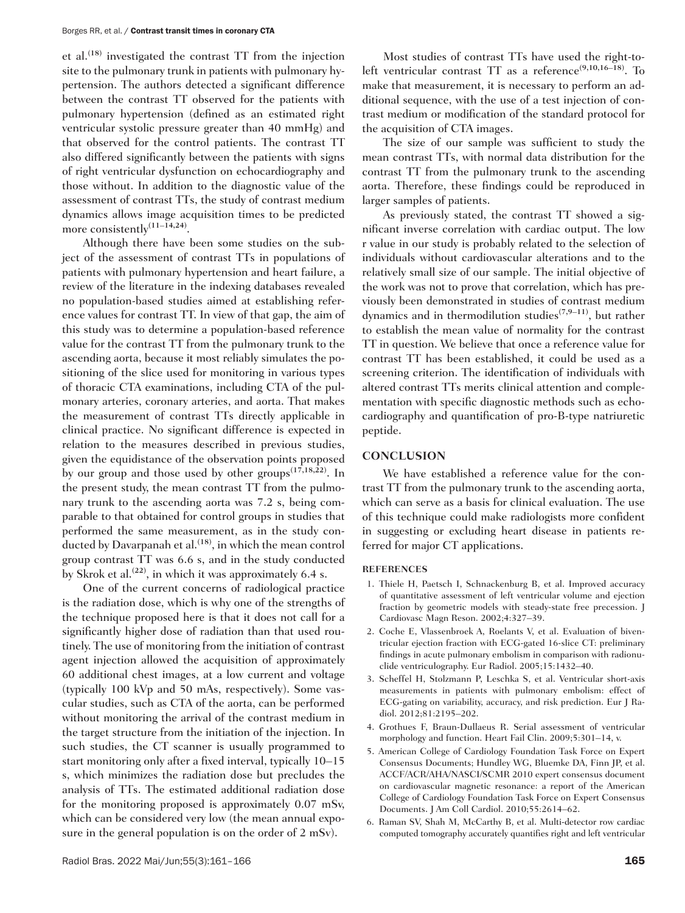et al.[18] investigated the contrast TT from the injection site to the pulmonary trunk in patients with pulmonary hypertension. The authors detected a significant difference between the contrast TT observed for the patients with pulmonary hypertension (defined as an estimated right ventricular systolic pressure greater than 40 mmHg) and that observed for the control patients. The contrast TT also differed significantly between the patients with signs of right ventricular dysfunction on echocardiography and those without. In addition to the diagnostic value of the assessment of contrast TTs, the study of contrast medium dynamics allows image acquisition times to be predicted more consistently[11–14,24].

Although there have been some studies on the subject of the assessment of contrast TTs in populations of patients with pulmonary hypertension and heart failure, a review of the literature in the indexing databases revealed no population-based studies aimed at establishing reference values for contrast TT. In view of that gap, the aim of this study was to determine a population-based reference value for the contrast TT from the pulmonary trunk to the ascending aorta, because it most reliably simulates the positioning of the slice used for monitoring in various types of thoracic CTA examinations, including CTA of the pulmonary arteries, coronary arteries, and aorta. That makes the measurement of contrast TTs directly applicable in clinical practice. No significant difference is expected in relation to the measures described in previous studies, given the equidistance of the observation points proposed by our group and those used by other groups[17,18,22]. In the present study, the mean contrast TT from the pulmonary trunk to the ascending aorta was 7.2 s, being comparable to that obtained for control groups in studies that performed the same measurement, as in the study conducted by Davarpanah et al.[18], in which the mean control group contrast TT was 6.6 s, and in the study conducted by Skrok et al.[22], in which it was approximately 6.4 s.

One of the current concerns of radiological practice is the radiation dose, which is why one of the strengths of the technique proposed here is that it does not call for a significantly higher dose of radiation than that used routinely. The use of monitoring from the initiation of contrast agent injection allowed the acquisition of approximately 60 additional chest images, at a low current and voltage (typically 100 kVp and 50 mAs, respectively). Some vascular studies, such as CTA of the aorta, can be performed without monitoring the arrival of the contrast medium in the target structure from the initiation of the injection. In such studies, the CT scanner is usually programmed to start monitoring only after a fixed interval, typically 10–15 s, which minimizes the radiation dose but precludes the analysis of TTs. The estimated additional radiation dose for the monitoring proposed is approximately 0.07 mSv, which can be considered very low (the mean annual exposure in the general population is on the order of 2 mSv).

Most studies of contrast TTs have used the right-to-left ventricular contrast TT as a reference[9,10,16–18]. To make that measurement, it is necessary to perform an additional sequence, with the use of a test injection of contrast medium or modification of the standard protocol for the acquisition of CTA images.

The size of our sample was sufficient to study the mean contrast TTs, with normal data distribution for the contrast TT from the pulmonary trunk to the ascending aorta. Therefore, these findings could be reproduced in larger samples of patients.

As previously stated, the contrast TT showed a significant inverse correlation with cardiac output. The low r value in our study is probably related to the selection of individuals without cardiovascular alterations and to the relatively small size of our sample. The initial objective of the work was not to prove that correlation, which has previously been demonstrated in studies of contrast medium dynamics and in thermodilution studies[7,9–11], but rather to establish the mean value of normality for the contrast TT in question. We believe that once a reference value for contrast TT has been established, it could be used as a screening criterion. The identification of individuals with altered contrast TTs merits clinical attention and complementation with specific diagnostic methods such as echocardiography and quantification of pro-B-type natriuretic peptide.

## CONCLUSION

We have established a reference value for the contrast TT from the pulmonary trunk to the ascending aorta, which can serve as a basis for clinical evaluation. The use of this technique could make radiologists more confident in suggesting or excluding heart disease in patients referred for major CT applications.

### REFERENCES

1. Thiele H, Paetsch I, Schnackenburg B, et al. Improved accuracy of quantitative assessment of left ventricular volume and ejection fraction by geometric models with steady-state free precession. J Cardiovasc Magn Reson. 2002;4:327–39.
2. Coche E, Vlassenbroek A, Roelants V, et al. Evaluation of biventricular ejection fraction with ECG-gated 16-slice CT: preliminary findings in acute pulmonary embolism in comparison with radionuclide ventriculography. Eur Radiol. 2005;15:1432–40.
3. Scheffel H, Stolzmann P, Leschka S, et al. Ventricular short-axis measurements in patients with pulmonary embolism: effect of ECG-gating on variability, accuracy, and risk prediction. Eur J Radiol. 2012;81:2195–202.
4. Grothues F, Braun-Dullaeus R. Serial assessment of ventricular morphology and function. Heart Fail Clin. 2009;5:301–14, v.
5. American College of Cardiology Foundation Task Force on Expert Consensus Documents; Hundley WG, Bluemke DA, Finn JP, et al. ACCF/ACR/AHA/NASCI/SCMR 2010 expert consensus document on cardiovascular magnetic resonance: a report of the American College of Cardiology Foundation Task Force on Expert Consensus Documents. J Am Coll Cardiol. 2010;55:2614–62.
6. Raman SV, Shah M, McCarthy B, et al. Multi-detector row cardiac computed tomography accurately quantifies right and left ventricular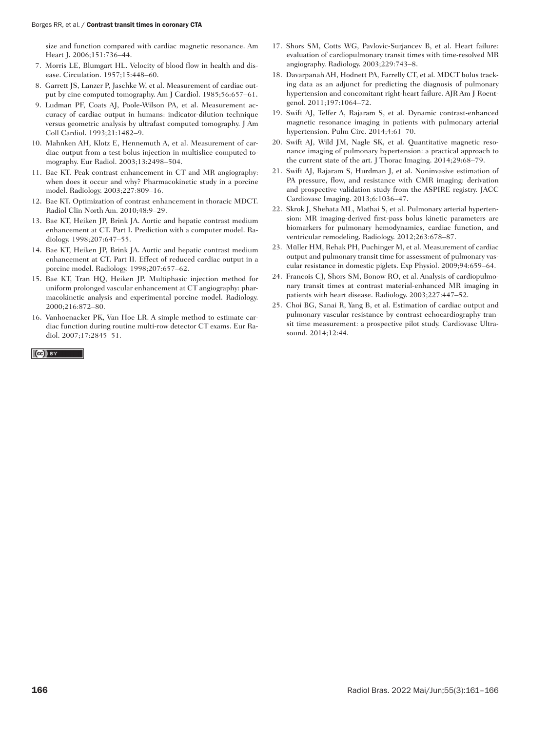size and function compared with cardiac magnetic resonance. Am Heart J. 2006;151:736–44.

7. Morris LE, Blumgart HL. Velocity of blood flow in health and disease. Circulation. 1957;15:448–60.
8. Garrett JS, Lanzer P, Jaschke W, et al. Measurement of cardiac output by cine computed tomography. Am J Cardiol. 1985;56:657–61.
9. Ludman PF, Coats AJ, Poole-Wilson PA, et al. Measurement accuracy of cardiac output in humans: indicator-dilution technique versus geometric analysis by ultrafast computed tomography. J Am Coll Cardiol. 1993;21:1482–9.
10. Mahnken AH, Klotz E, Hennemuth A, et al. Measurement of cardiac output from a test-bolus injection in multislice computed tomography. Eur Radiol. 2003;13:2498–504.
11. Bae KT. Peak contrast enhancement in CT and MR angiography: when does it occur and why? Pharmacokinetic study in a porcine model. Radiology. 2003;227:809–16.
12. Bae KT. Optimization of contrast enhancement in thoracic MDCT. Radiol Clin North Am. 2010;48:9–29.
13. Bae KT, Heiken JP, Brink JA. Aortic and hepatic contrast medium enhancement at CT. Part I. Prediction with a computer model. Radiology. 1998;207:647–55.
14. Bae KT, Heiken JP, Brink JA. Aortic and hepatic contrast medium enhancement at CT. Part II. Effect of reduced cardiac output in a porcine model. Radiology. 1998;207:657–62.
15. Bae KT, Tran HQ, Heiken JP. Multiphasic injection method for uniform prolonged vascular enhancement at CT angiography: pharmacokinetic analysis and experimental porcine model. Radiology. 2000;216:872–80.
16. Vanhoenacker PK, Van Hoe LR. A simple method to estimate cardiac function during routine multi-row detector CT exams. Eur Radiol. 2007;17:2845–51.
17. Shors SM, Cotts WG, Pavlovic-Surjancev B, et al. Heart failure: evaluation of cardiopulmonary transit times with time-resolved MR angiography. Radiology. 2003;229:743–8.
18. Davarpanah AH, Hodnett PA, Farrelly CT, et al. MDCT bolus tracking data as an adjunct for predicting the diagnosis of pulmonary hypertension and concomitant right-heart failure. AJR Am J Roentgenol. 2011;197:1064–72.
19. Swift AJ, Telfer A, Rajaram S, et al. Dynamic contrast-enhanced magnetic resonance imaging in patients with pulmonary arterial hypertension. Pulm Circ. 2014;4:61–70.
20. Swift AJ, Wild JM, Nagle SK, et al. Quantitative magnetic resonance imaging of pulmonary hypertension: a practical approach to the current state of the art. J Thorac Imaging. 2014;29:68–79.
21. Swift AJ, Rajaram S, Hurdman J, et al. Noninvasive estimation of PA pressure, flow, and resistance with CMR imaging: derivation and prospective validation study from the ASPIRE registry. JACC Cardiovasc Imaging. 2013;6:1036–47.
22. Skrok J, Shehata ML, Mathai S, et al. Pulmonary arterial hypertension: MR imaging-derived first-pass bolus kinetic parameters are biomarkers for pulmonary hemodynamics, cardiac function, and ventricular remodeling. Radiology. 2012;263:678–87.
23. Müller HM, Rehak PH, Puchinger M, et al. Measurement of cardiac output and pulmonary transit time for assessment of pulmonary vascular resistance in domestic piglets. Exp Physiol. 2009;94:659–64.
24. Francois CJ, Shors SM, Bonow RO, et al. Analysis of cardiopulmonary transit times at contrast material-enhanced MR imaging in patients with heart disease. Radiology. 2003;227:447–52.
25. Choi BG, Sanai R, Yang B, et al. Estimation of cardiac output and pulmonary vascular resistance by contrast echocardiography transit time measurement: a prospective pilot study. Cardiovasc Ultrasound. 2014;12:44.